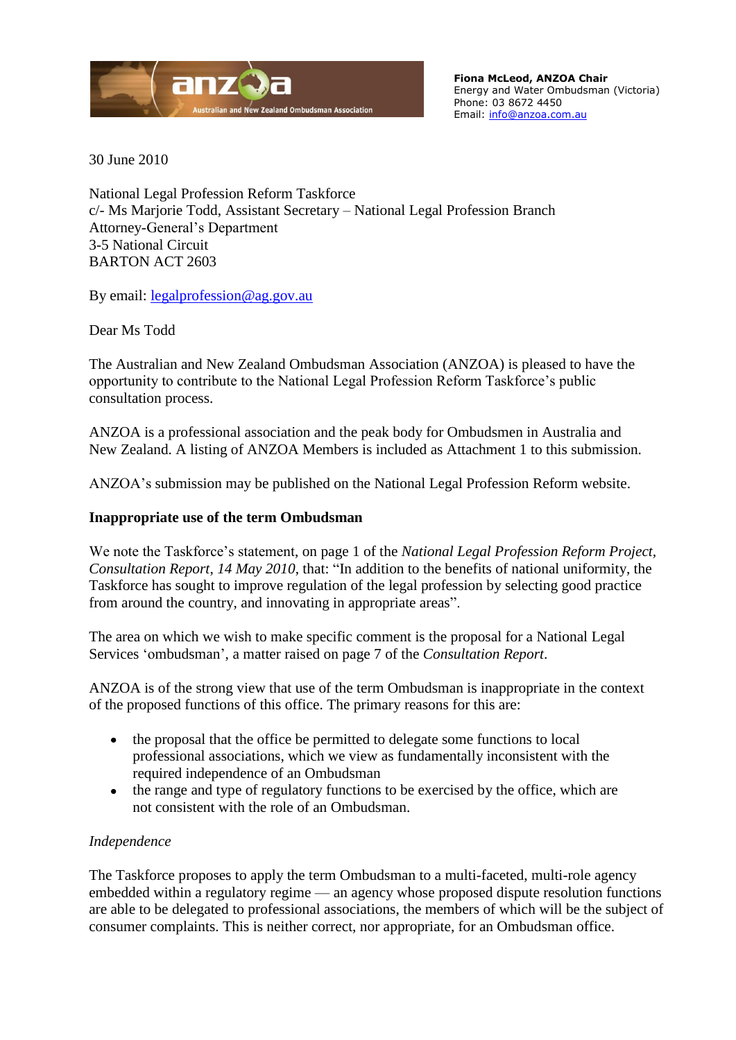**Fiona McLeod, ANZOA Chair**
Energy and Water Ombudsman (Victoria)
Phone: 03 8672 4450
Email: info@anzoa.com.au

30 June 2010

National Legal Profession Reform Taskforce
c/- Ms Marjorie Todd, Assistant Secretary – National Legal Profession Branch
Attorney-General's Department
3-5 National Circuit
BARTON ACT 2603

By email: legalprofession@ag.gov.au

Dear Ms Todd

The Australian and New Zealand Ombudsman Association (ANZOA) is pleased to have the opportunity to contribute to the National Legal Profession Reform Taskforce's public consultation process.

ANZOA is a professional association and the peak body for Ombudsmen in Australia and New Zealand. A listing of ANZOA Members is included as Attachment 1 to this submission.

ANZOA's submission may be published on the National Legal Profession Reform website.

**Inappropriate use of the term Ombudsman**

We note the Taskforce's statement, on page 1 of the *National Legal Profession Reform Project, Consultation Report*, *14 May 2010*, that: "In addition to the benefits of national uniformity, the Taskforce has sought to improve regulation of the legal profession by selecting good practice from around the country, and innovating in appropriate areas".

The area on which we wish to make specific comment is the proposal for a National Legal Services 'ombudsman', a matter raised on page 7 of the *Consultation Report*.

ANZOA is of the strong view that use of the term Ombudsman is inappropriate in the context of the proposed functions of this office. The primary reasons for this are:

- the proposal that the office be permitted to delegate some functions to local professional associations, which we view as fundamentally inconsistent with the required independence of an Ombudsman
- the range and type of regulatory functions to be exercised by the office, which are not consistent with the role of an Ombudsman.

*Independence*

The Taskforce proposes to apply the term Ombudsman to a multi-faceted, multi-role agency embedded within a regulatory regime — an agency whose proposed dispute resolution functions are able to be delegated to professional associations, the members of which will be the subject of consumer complaints. This is neither correct, nor appropriate, for an Ombudsman office.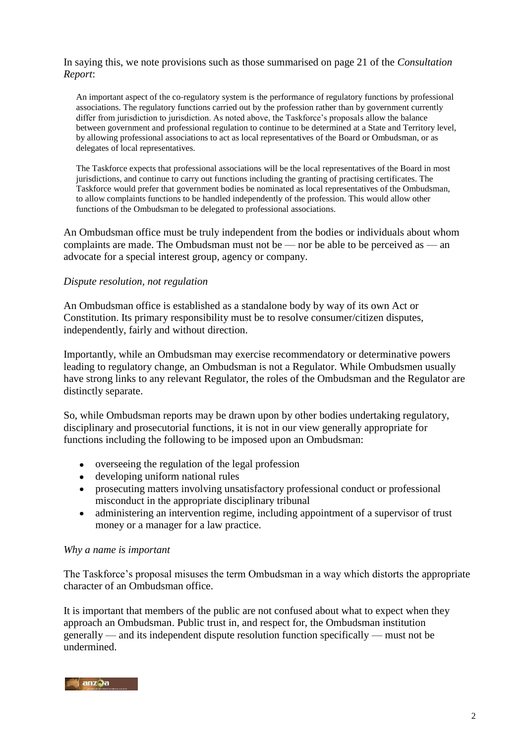In saying this, we note provisions such as those summarised on page 21 of the *Consultation Report*:

> An important aspect of the co-regulatory system is the performance of regulatory functions by professional associations. The regulatory functions carried out by the profession rather than by government currently differ from jurisdiction to jurisdiction. As noted above, the Taskforce's proposals allow the balance between government and professional regulation to continue to be determined at a State and Territory level, by allowing professional associations to act as local representatives of the Board or Ombudsman, or as delegates of local representatives.
>
> The Taskforce expects that professional associations will be the local representatives of the Board in most jurisdictions, and continue to carry out functions including the granting of practising certificates. The Taskforce would prefer that government bodies be nominated as local representatives of the Ombudsman, to allow complaints functions to be handled independently of the profession. This would allow other functions of the Ombudsman to be delegated to professional associations.

An Ombudsman office must be truly independent from the bodies or individuals about whom complaints are made. The Ombudsman must not be — nor be able to be perceived as — an advocate for a special interest group, agency or company.

*Dispute resolution, not regulation*

An Ombudsman office is established as a standalone body by way of its own Act or Constitution. Its primary responsibility must be to resolve consumer/citizen disputes, independently, fairly and without direction.

Importantly, while an Ombudsman may exercise recommendatory or determinative powers leading to regulatory change, an Ombudsman is not a Regulator. While Ombudsmen usually have strong links to any relevant Regulator, the roles of the Ombudsman and the Regulator are distinctly separate.

So, while Ombudsman reports may be drawn upon by other bodies undertaking regulatory, disciplinary and prosecutorial functions, it is not in our view generally appropriate for functions including the following to be imposed upon an Ombudsman:

- overseeing the regulation of the legal profession
- developing uniform national rules
- prosecuting matters involving unsatisfactory professional conduct or professional misconduct in the appropriate disciplinary tribunal
- administering an intervention regime, including appointment of a supervisor of trust money or a manager for a law practice.

*Why a name is important*

The Taskforce's proposal misuses the term Ombudsman in a way which distorts the appropriate character of an Ombudsman office.

It is important that members of the public are not confused about what to expect when they approach an Ombudsman. Public trust in, and respect for, the Ombudsman institution generally — and its independent dispute resolution function specifically — must not be undermined.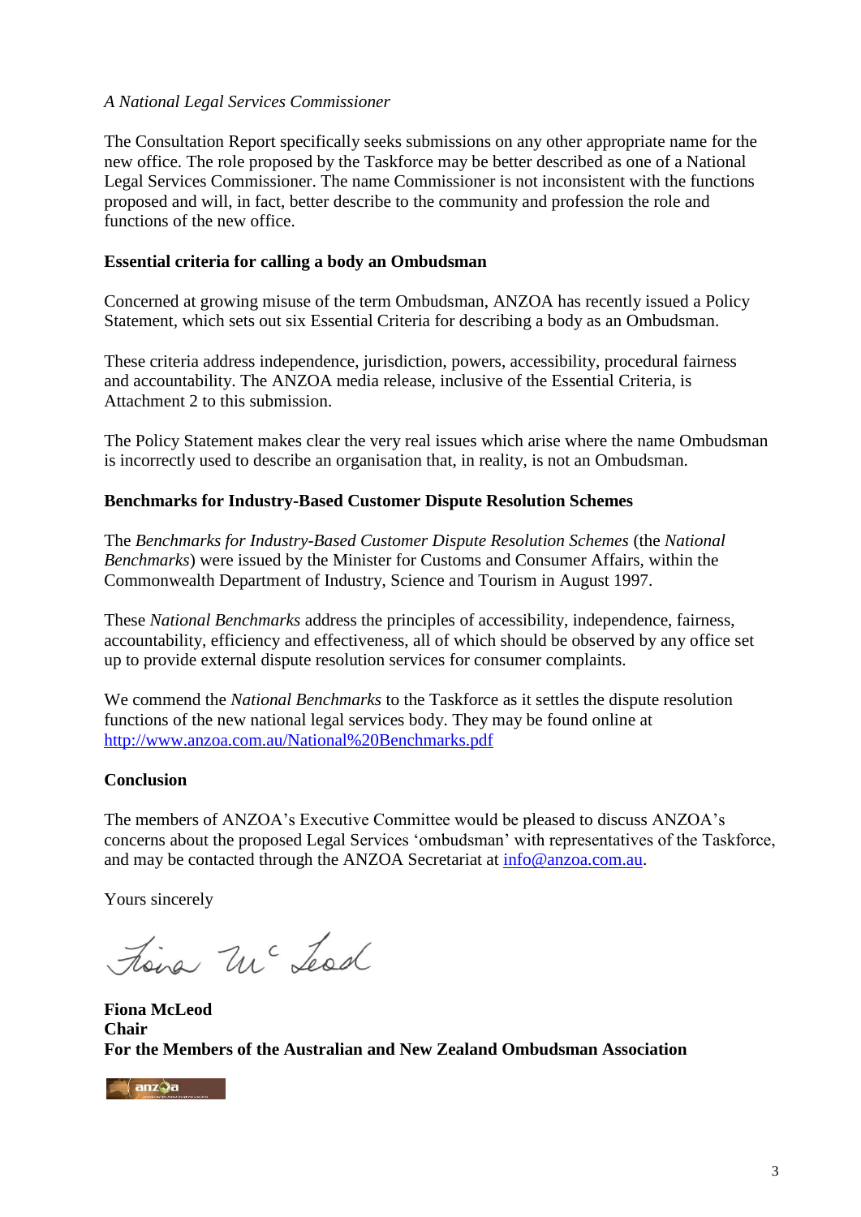*A National Legal Services Commissioner*

The Consultation Report specifically seeks submissions on any other appropriate name for the new office. The role proposed by the Taskforce may be better described as one of a National Legal Services Commissioner. The name Commissioner is not inconsistent with the functions proposed and will, in fact, better describe to the community and profession the role and functions of the new office.

**Essential criteria for calling a body an Ombudsman**

Concerned at growing misuse of the term Ombudsman, ANZOA has recently issued a Policy Statement, which sets out six Essential Criteria for describing a body as an Ombudsman.

These criteria address independence, jurisdiction, powers, accessibility, procedural fairness and accountability. The ANZOA media release, inclusive of the Essential Criteria, is Attachment 2 to this submission.

The Policy Statement makes clear the very real issues which arise where the name Ombudsman is incorrectly used to describe an organisation that, in reality, is not an Ombudsman.

**Benchmarks for Industry-Based Customer Dispute Resolution Schemes**

The *Benchmarks for Industry-Based Customer Dispute Resolution Schemes* (the *National Benchmarks*) were issued by the Minister for Customs and Consumer Affairs, within the Commonwealth Department of Industry, Science and Tourism in August 1997.

These *National Benchmarks* address the principles of accessibility, independence, fairness, accountability, efficiency and effectiveness, all of which should be observed by any office set up to provide external dispute resolution services for consumer complaints.

We commend the *National Benchmarks* to the Taskforce as it settles the dispute resolution functions of the new national legal services body. They may be found online at [http://www.anzoa.com.au/National%20Benchmarks.pdf](http://www.anzoa.com.au/National%20Benchmarks.pdf)

**Conclusion**

The members of ANZOA's Executive Committee would be pleased to discuss ANZOA's concerns about the proposed Legal Services 'ombudsman' with representatives of the Taskforce, and may be contacted through the ANZOA Secretariat at [info@anzoa.com.au](mailto:info@anzoa.com.au).

Yours sincerely

Fiona McLeod

**Fiona McLeod**
**Chair**
**For the Members of the Australian and New Zealand Ombudsman Association**

anzoa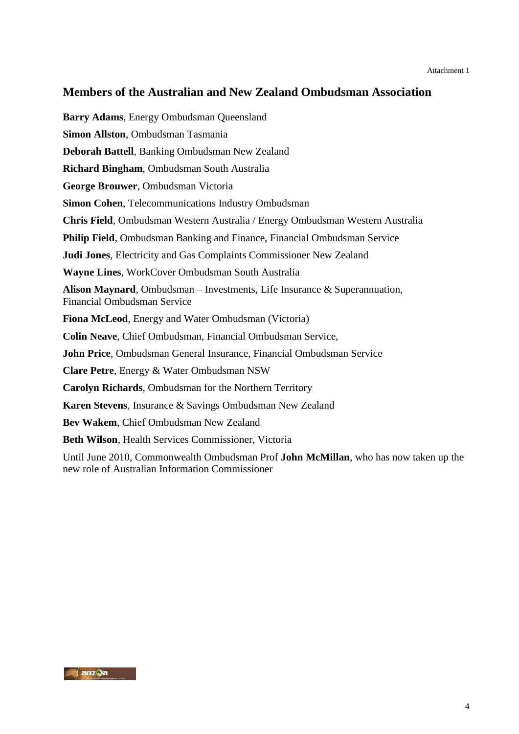Attachment 1

## Members of the Australian and New Zealand Ombudsman Association

**Barry Adams**, Energy Ombudsman Queensland

**Simon Allston**, Ombudsman Tasmania

**Deborah Battell**, Banking Ombudsman New Zealand

**Richard Bingham**, Ombudsman South Australia

**George Brouwer**, Ombudsman Victoria

**Simon Cohen**, Telecommunications Industry Ombudsman

**Chris Field**, Ombudsman Western Australia / Energy Ombudsman Western Australia

**Philip Field**, Ombudsman Banking and Finance, Financial Ombudsman Service

**Judi Jones**, Electricity and Gas Complaints Commissioner New Zealand

**Wayne Lines**, WorkCover Ombudsman South Australia

**Alison Maynard**, Ombudsman – Investments, Life Insurance & Superannuation, Financial Ombudsman Service

**Fiona McLeod**, Energy and Water Ombudsman (Victoria)

**Colin Neave**, Chief Ombudsman, Financial Ombudsman Service,

**John Price**, Ombudsman General Insurance, Financial Ombudsman Service

**Clare Petre**, Energy & Water Ombudsman NSW

**Carolyn Richards**, Ombudsman for the Northern Territory

**Karen Stevens**, Insurance & Savings Ombudsman New Zealand

**Bev Wakem**, Chief Ombudsman New Zealand

**Beth Wilson**, Health Services Commissioner, Victoria

Until June 2010, Commonwealth Ombudsman Prof **John McMillan**, who has now taken up the new role of Australian Information Commissioner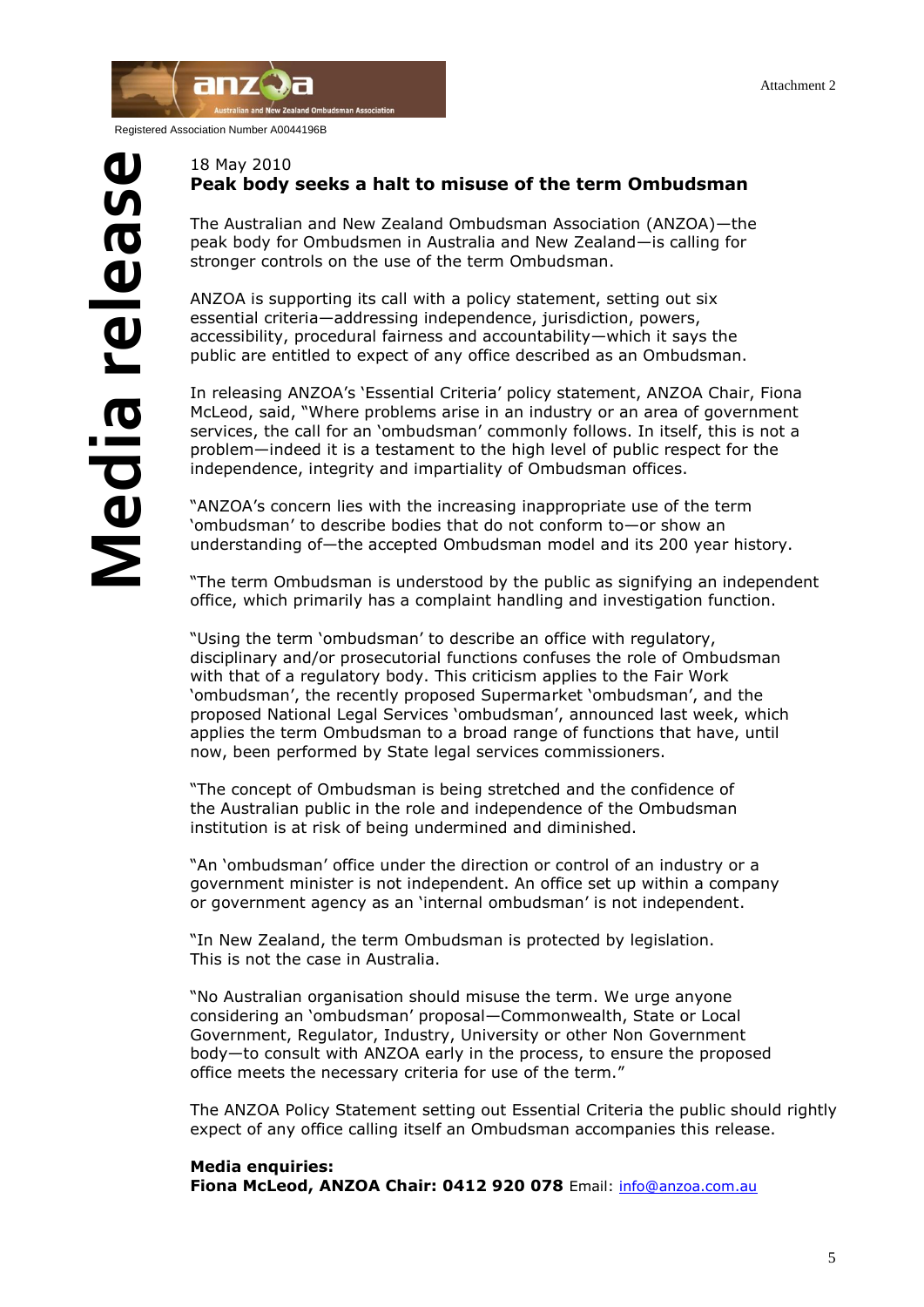Attachment 2

anzoa — Australian and New Zealand Ombudsman Association

Registered Association Number A0044196B

**Media release**

18 May 2010

## Peak body seeks a halt to misuse of the term Ombudsman

The Australian and New Zealand Ombudsman Association (ANZOA)—the peak body for Ombudsmen in Australia and New Zealand—is calling for stronger controls on the use of the term Ombudsman.

ANZOA is supporting its call with a policy statement, setting out six essential criteria—addressing independence, jurisdiction, powers, accessibility, procedural fairness and accountability—which it says the public are entitled to expect of any office described as an Ombudsman.

In releasing ANZOA's 'Essential Criteria' policy statement, ANZOA Chair, Fiona McLeod, said, "Where problems arise in an industry or an area of government services, the call for an 'ombudsman' commonly follows. In itself, this is not a problem—indeed it is a testament to the high level of public respect for the independence, integrity and impartiality of Ombudsman offices.

"ANZOA's concern lies with the increasing inappropriate use of the term 'ombudsman' to describe bodies that do not conform to—or show an understanding of—the accepted Ombudsman model and its 200 year history.

"The term Ombudsman is understood by the public as signifying an independent office, which primarily has a complaint handling and investigation function.

"Using the term 'ombudsman' to describe an office with regulatory, disciplinary and/or prosecutorial functions confuses the role of Ombudsman with that of a regulatory body. This criticism applies to the Fair Work 'ombudsman', the recently proposed Supermarket 'ombudsman', and the proposed National Legal Services 'ombudsman', announced last week, which applies the term Ombudsman to a broad range of functions that have, until now, been performed by State legal services commissioners.

"The concept of Ombudsman is being stretched and the confidence of the Australian public in the role and independence of the Ombudsman institution is at risk of being undermined and diminished.

"An 'ombudsman' office under the direction or control of an industry or a government minister is not independent. An office set up within a company or government agency as an 'internal ombudsman' is not independent.

"In New Zealand, the term Ombudsman is protected by legislation. This is not the case in Australia.

"No Australian organisation should misuse the term. We urge anyone considering an 'ombudsman' proposal—Commonwealth, State or Local Government, Regulator, Industry, University or other Non Government body—to consult with ANZOA early in the process, to ensure the proposed office meets the necessary criteria for use of the term."

The ANZOA Policy Statement setting out Essential Criteria the public should rightly expect of any office calling itself an Ombudsman accompanies this release.

**Media enquiries:**
**Fiona McLeod, ANZOA Chair: 0412 920 078** Email: info@anzoa.com.au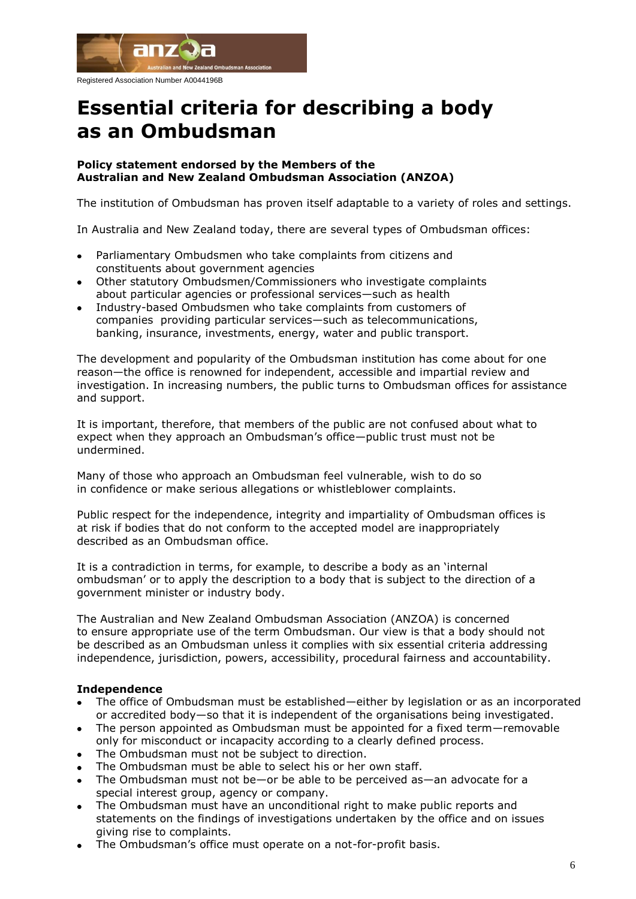Registered Association Number A0044196B

# Essential criteria for describing a body as an Ombudsman

**Policy statement endorsed by the Members of the Australian and New Zealand Ombudsman Association (ANZOA)**

The institution of Ombudsman has proven itself adaptable to a variety of roles and settings.

In Australia and New Zealand today, there are several types of Ombudsman offices:

- Parliamentary Ombudsmen who take complaints from citizens and constituents about government agencies
- Other statutory Ombudsmen/Commissioners who investigate complaints about particular agencies or professional services—such as health
- Industry-based Ombudsmen who take complaints from customers of companies providing particular services—such as telecommunications, banking, insurance, investments, energy, water and public transport.

The development and popularity of the Ombudsman institution has come about for one reason—the office is renowned for independent, accessible and impartial review and investigation. In increasing numbers, the public turns to Ombudsman offices for assistance and support.

It is important, therefore, that members of the public are not confused about what to expect when they approach an Ombudsman's office—public trust must not be undermined.

Many of those who approach an Ombudsman feel vulnerable, wish to do so in confidence or make serious allegations or whistleblower complaints.

Public respect for the independence, integrity and impartiality of Ombudsman offices is at risk if bodies that do not conform to the accepted model are inappropriately described as an Ombudsman office.

It is a contradiction in terms, for example, to describe a body as an 'internal ombudsman' or to apply the description to a body that is subject to the direction of a government minister or industry body.

The Australian and New Zealand Ombudsman Association (ANZOA) is concerned to ensure appropriate use of the term Ombudsman. Our view is that a body should not be described as an Ombudsman unless it complies with six essential criteria addressing independence, jurisdiction, powers, accessibility, procedural fairness and accountability.

**Independence**

- The office of Ombudsman must be established—either by legislation or as an incorporated or accredited body—so that it is independent of the organisations being investigated.
- The person appointed as Ombudsman must be appointed for a fixed term—removable only for misconduct or incapacity according to a clearly defined process.
- The Ombudsman must not be subject to direction.
- The Ombudsman must be able to select his or her own staff.
- The Ombudsman must not be—or be able to be perceived as—an advocate for a special interest group, agency or company.
- The Ombudsman must have an unconditional right to make public reports and statements on the findings of investigations undertaken by the office and on issues giving rise to complaints.
- The Ombudsman's office must operate on a not-for-profit basis.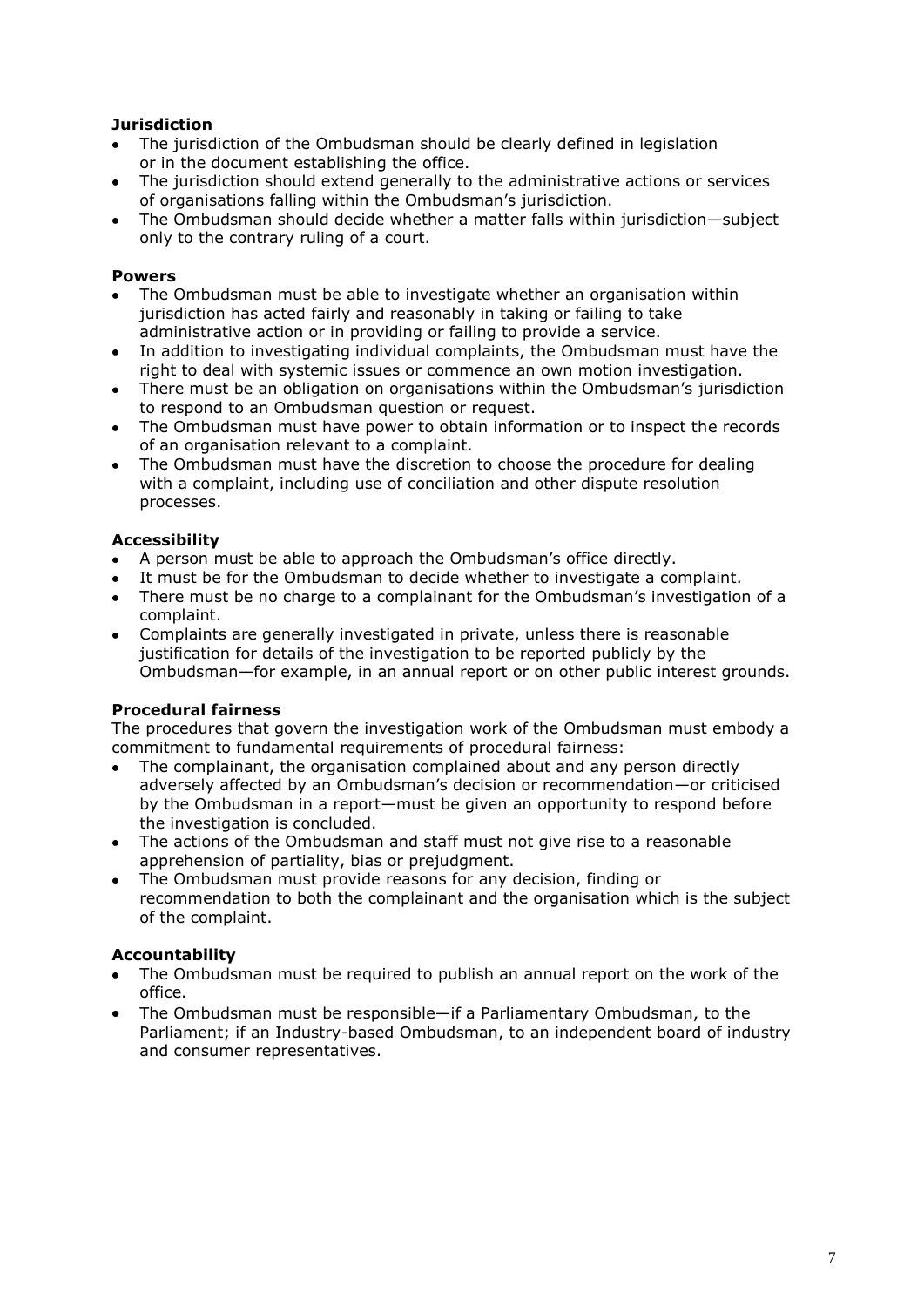**Jurisdiction**

- The jurisdiction of the Ombudsman should be clearly defined in legislation or in the document establishing the office.
- The jurisdiction should extend generally to the administrative actions or services of organisations falling within the Ombudsman's jurisdiction.
- The Ombudsman should decide whether a matter falls within jurisdiction—subject only to the contrary ruling of a court.

**Powers**

- The Ombudsman must be able to investigate whether an organisation within jurisdiction has acted fairly and reasonably in taking or failing to take administrative action or in providing or failing to provide a service.
- In addition to investigating individual complaints, the Ombudsman must have the right to deal with systemic issues or commence an own motion investigation.
- There must be an obligation on organisations within the Ombudsman's jurisdiction to respond to an Ombudsman question or request.
- The Ombudsman must have power to obtain information or to inspect the records of an organisation relevant to a complaint.
- The Ombudsman must have the discretion to choose the procedure for dealing with a complaint, including use of conciliation and other dispute resolution processes.

**Accessibility**

- A person must be able to approach the Ombudsman's office directly.
- It must be for the Ombudsman to decide whether to investigate a complaint.
- There must be no charge to a complainant for the Ombudsman's investigation of a complaint.
- Complaints are generally investigated in private, unless there is reasonable justification for details of the investigation to be reported publicly by the Ombudsman—for example, in an annual report or on other public interest grounds.

**Procedural fairness**

The procedures that govern the investigation work of the Ombudsman must embody a commitment to fundamental requirements of procedural fairness:

- The complainant, the organisation complained about and any person directly adversely affected by an Ombudsman's decision or recommendation—or criticised by the Ombudsman in a report—must be given an opportunity to respond before the investigation is concluded.
- The actions of the Ombudsman and staff must not give rise to a reasonable apprehension of partiality, bias or prejudgment.
- The Ombudsman must provide reasons for any decision, finding or recommendation to both the complainant and the organisation which is the subject of the complaint.

**Accountability**

- The Ombudsman must be required to publish an annual report on the work of the office.
- The Ombudsman must be responsible—if a Parliamentary Ombudsman, to the Parliament; if an Industry-based Ombudsman, to an independent board of industry and consumer representatives.